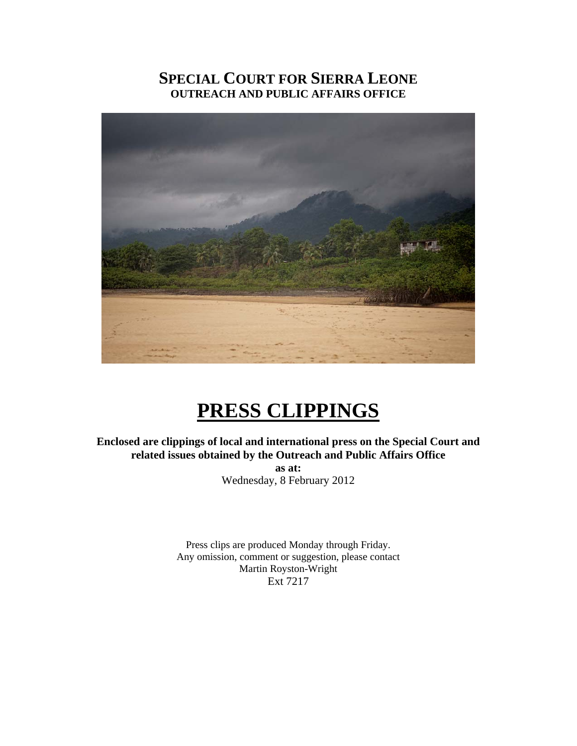# SPECIAL COURT FOR SIERRA LEONE

## OUTREACH AND PUBLIC AFFAIRS OFFICE

# PRESS CLIPPINGS

**Enclosed are clippings of local and international press on the Special Court and related issues obtained by the Outreach and Public Affairs Office**

**as at:**

Wednesday, 8 February 2012

Press clips are produced Monday through Friday.
Any omission, comment or suggestion, please contact
Martin Royston-Wright
Ext 7217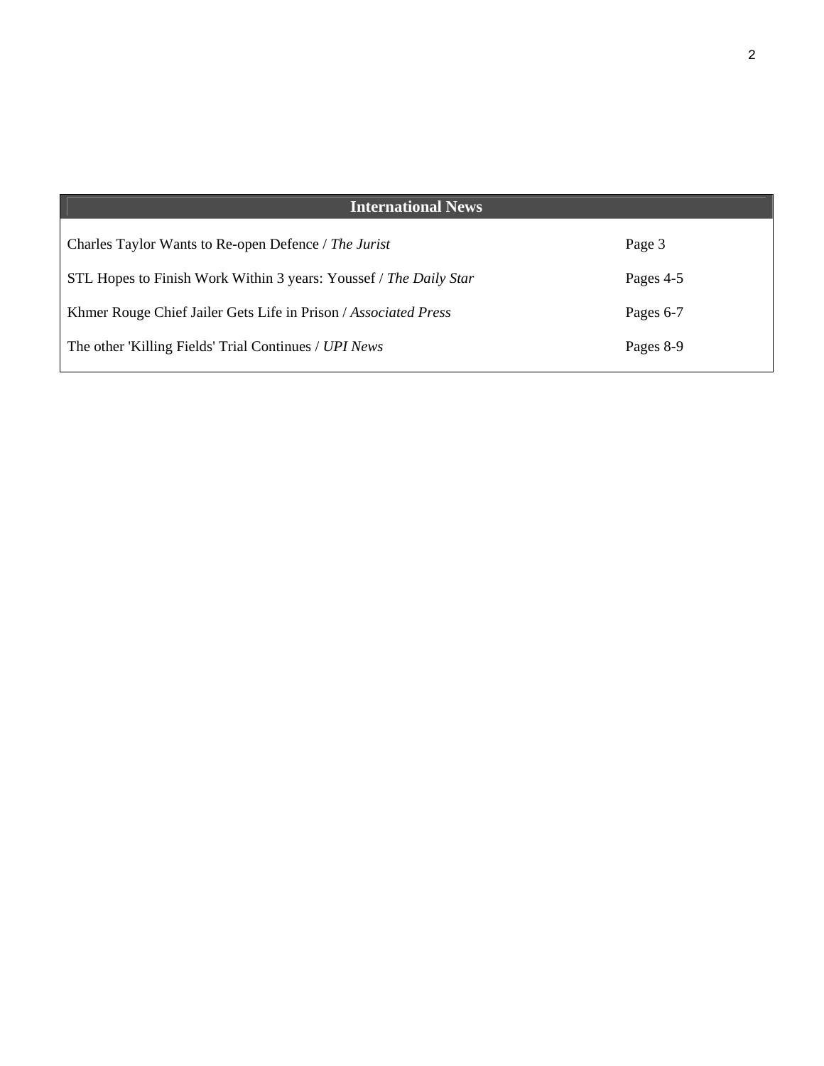## International News

| | |
|---|---|
| Charles Taylor Wants to Re-open Defence / *The Jurist* | Page 3 |
| STL Hopes to Finish Work Within 3 years: Youssef / *The Daily Star* | Pages 4-5 |
| Khmer Rouge Chief Jailer Gets Life in Prison / *Associated Press* | Pages 6-7 |
| The other 'Killing Fields' Trial Continues / *UPI News* | Pages 8-9 |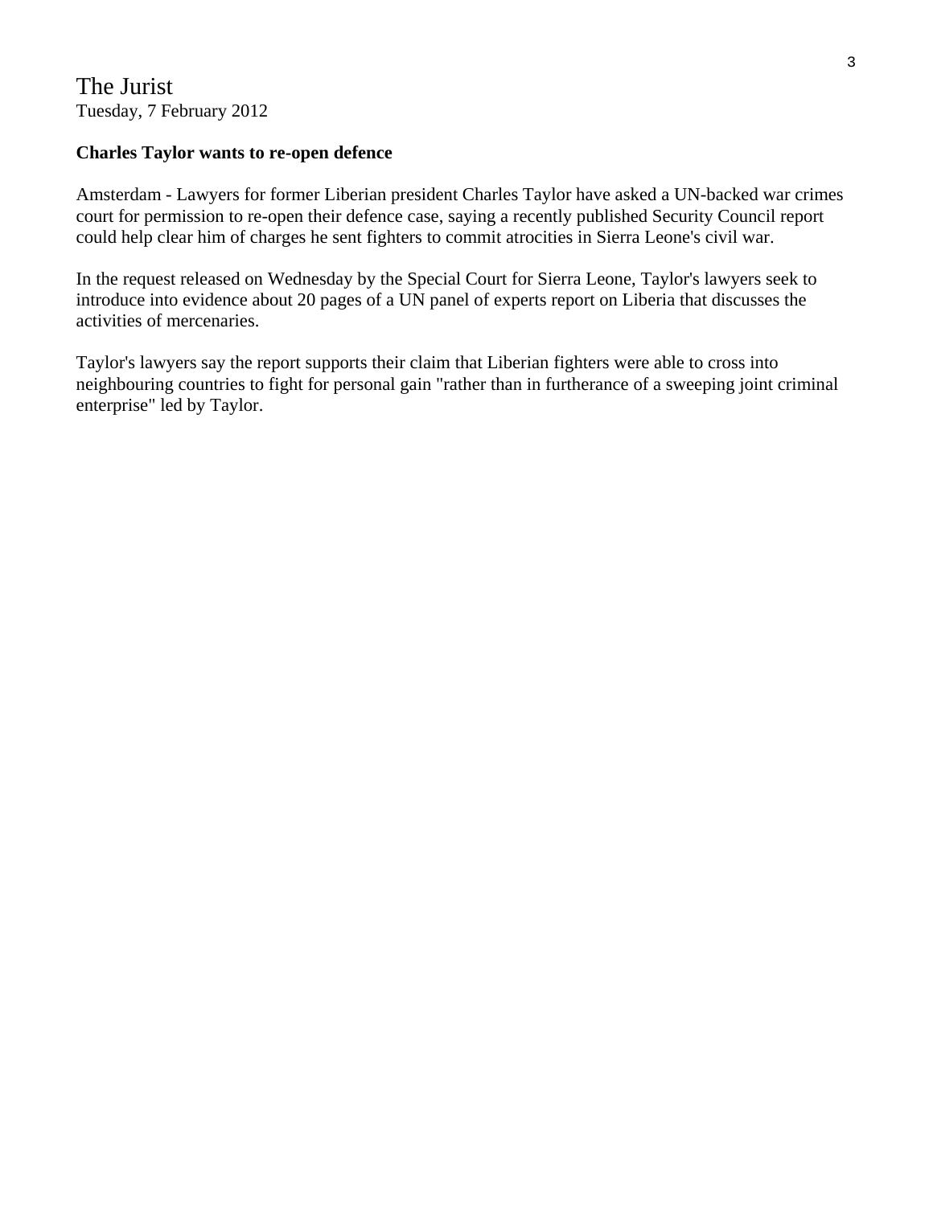The Jurist
Tuesday, 7 February 2012

**Charles Taylor wants to re-open defence**

Amsterdam - Lawyers for former Liberian president Charles Taylor have asked a UN-backed war crimes court for permission to re-open their defence case, saying a recently published Security Council report could help clear him of charges he sent fighters to commit atrocities in Sierra Leone's civil war.

In the request released on Wednesday by the Special Court for Sierra Leone, Taylor's lawyers seek to introduce into evidence about 20 pages of a UN panel of experts report on Liberia that discusses the activities of mercenaries.

Taylor's lawyers say the report supports their claim that Liberian fighters were able to cross into neighbouring countries to fight for personal gain "rather than in furtherance of a sweeping joint criminal enterprise" led by Taylor.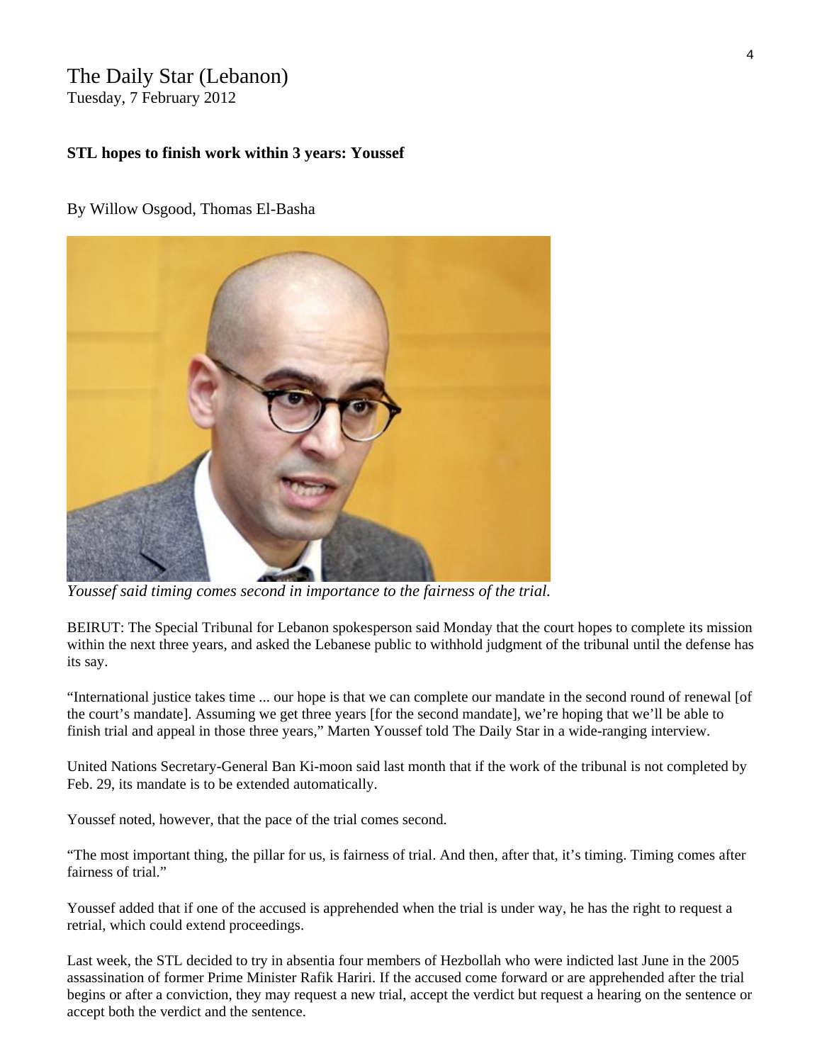The Daily Star (Lebanon)
Tuesday, 7 February 2012

**STL hopes to finish work within 3 years: Youssef**

By Willow Osgood, Thomas El-Basha

*Youssef said timing comes second in importance to the fairness of the trial.*

BEIRUT: The Special Tribunal for Lebanon spokesperson said Monday that the court hopes to complete its mission within the next three years, and asked the Lebanese public to withhold judgment of the tribunal until the defense has its say.

"International justice takes time ... our hope is that we can complete our mandate in the second round of renewal [of the court's mandate]. Assuming we get three years [for the second mandate], we're hoping that we'll be able to finish trial and appeal in those three years," Marten Youssef told The Daily Star in a wide-ranging interview.

United Nations Secretary-General Ban Ki-moon said last month that if the work of the tribunal is not completed by Feb. 29, its mandate is to be extended automatically.

Youssef noted, however, that the pace of the trial comes second.

"The most important thing, the pillar for us, is fairness of trial. And then, after that, it's timing. Timing comes after fairness of trial."

Youssef added that if one of the accused is apprehended when the trial is under way, he has the right to request a retrial, which could extend proceedings.

Last week, the STL decided to try in absentia four members of Hezbollah who were indicted last June in the 2005 assassination of former Prime Minister Rafik Hariri. If the accused come forward or are apprehended after the trial begins or after a conviction, they may request a new trial, accept the verdict but request a hearing on the sentence or accept both the verdict and the sentence.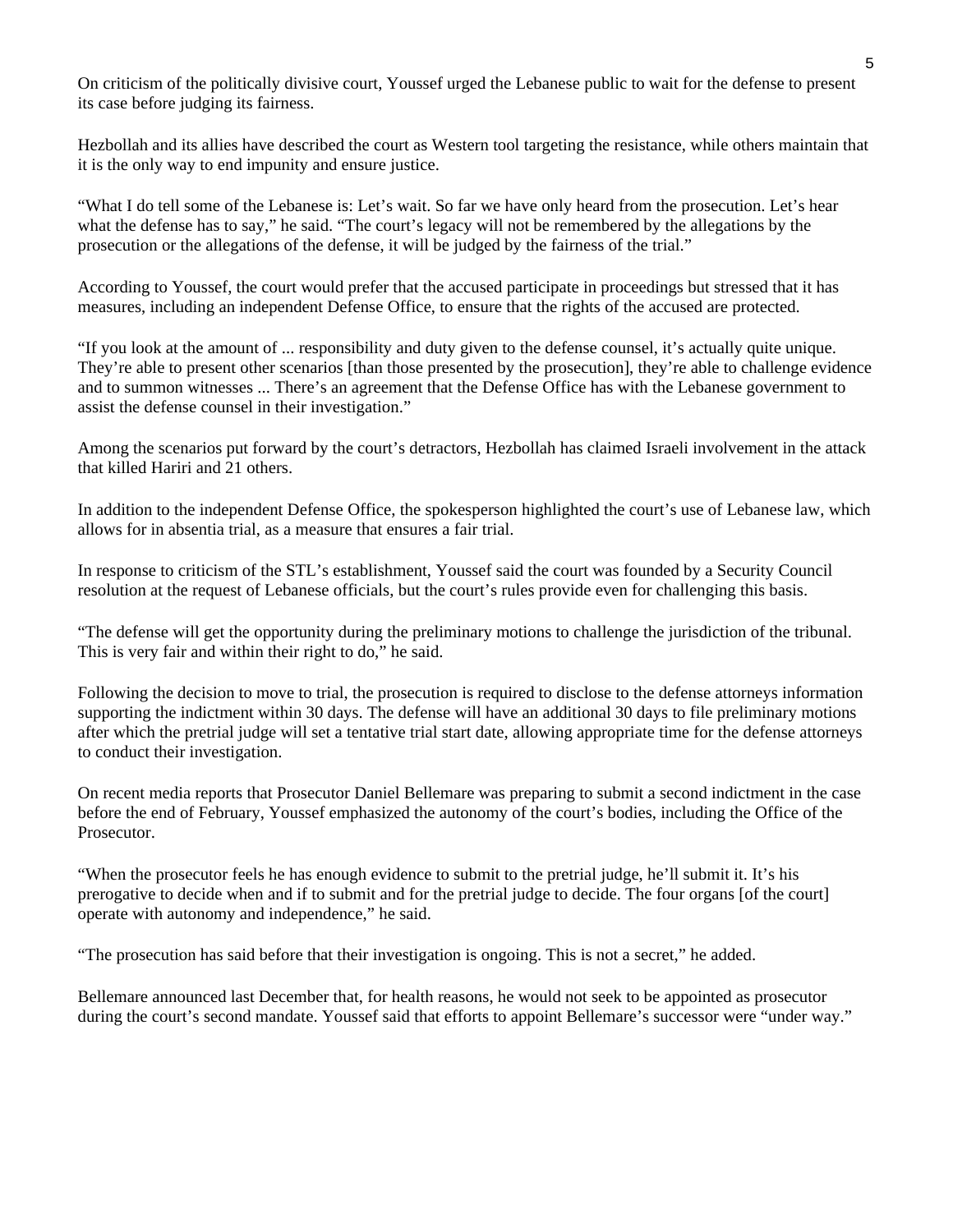On criticism of the politically divisive court, Youssef urged the Lebanese public to wait for the defense to present its case before judging its fairness.

Hezbollah and its allies have described the court as Western tool targeting the resistance, while others maintain that it is the only way to end impunity and ensure justice.

"What I do tell some of the Lebanese is: Let's wait. So far we have only heard from the prosecution. Let's hear what the defense has to say," he said. "The court's legacy will not be remembered by the allegations by the prosecution or the allegations of the defense, it will be judged by the fairness of the trial."

According to Youssef, the court would prefer that the accused participate in proceedings but stressed that it has measures, including an independent Defense Office, to ensure that the rights of the accused are protected.

"If you look at the amount of ... responsibility and duty given to the defense counsel, it's actually quite unique. They're able to present other scenarios [than those presented by the prosecution], they're able to challenge evidence and to summon witnesses ... There's an agreement that the Defense Office has with the Lebanese government to assist the defense counsel in their investigation."

Among the scenarios put forward by the court's detractors, Hezbollah has claimed Israeli involvement in the attack that killed Hariri and 21 others.

In addition to the independent Defense Office, the spokesperson highlighted the court's use of Lebanese law, which allows for in absentia trial, as a measure that ensures a fair trial.

In response to criticism of the STL's establishment, Youssef said the court was founded by a Security Council resolution at the request of Lebanese officials, but the court's rules provide even for challenging this basis.

"The defense will get the opportunity during the preliminary motions to challenge the jurisdiction of the tribunal. This is very fair and within their right to do," he said.

Following the decision to move to trial, the prosecution is required to disclose to the defense attorneys information supporting the indictment within 30 days. The defense will have an additional 30 days to file preliminary motions after which the pretrial judge will set a tentative trial start date, allowing appropriate time for the defense attorneys to conduct their investigation.

On recent media reports that Prosecutor Daniel Bellemare was preparing to submit a second indictment in the case before the end of February, Youssef emphasized the autonomy of the court's bodies, including the Office of the Prosecutor.

"When the prosecutor feels he has enough evidence to submit to the pretrial judge, he'll submit it. It's his prerogative to decide when and if to submit and for the pretrial judge to decide. The four organs [of the court] operate with autonomy and independence," he said.

"The prosecution has said before that their investigation is ongoing. This is not a secret," he added.

Bellemare announced last December that, for health reasons, he would not seek to be appointed as prosecutor during the court's second mandate. Youssef said that efforts to appoint Bellemare's successor were "under way."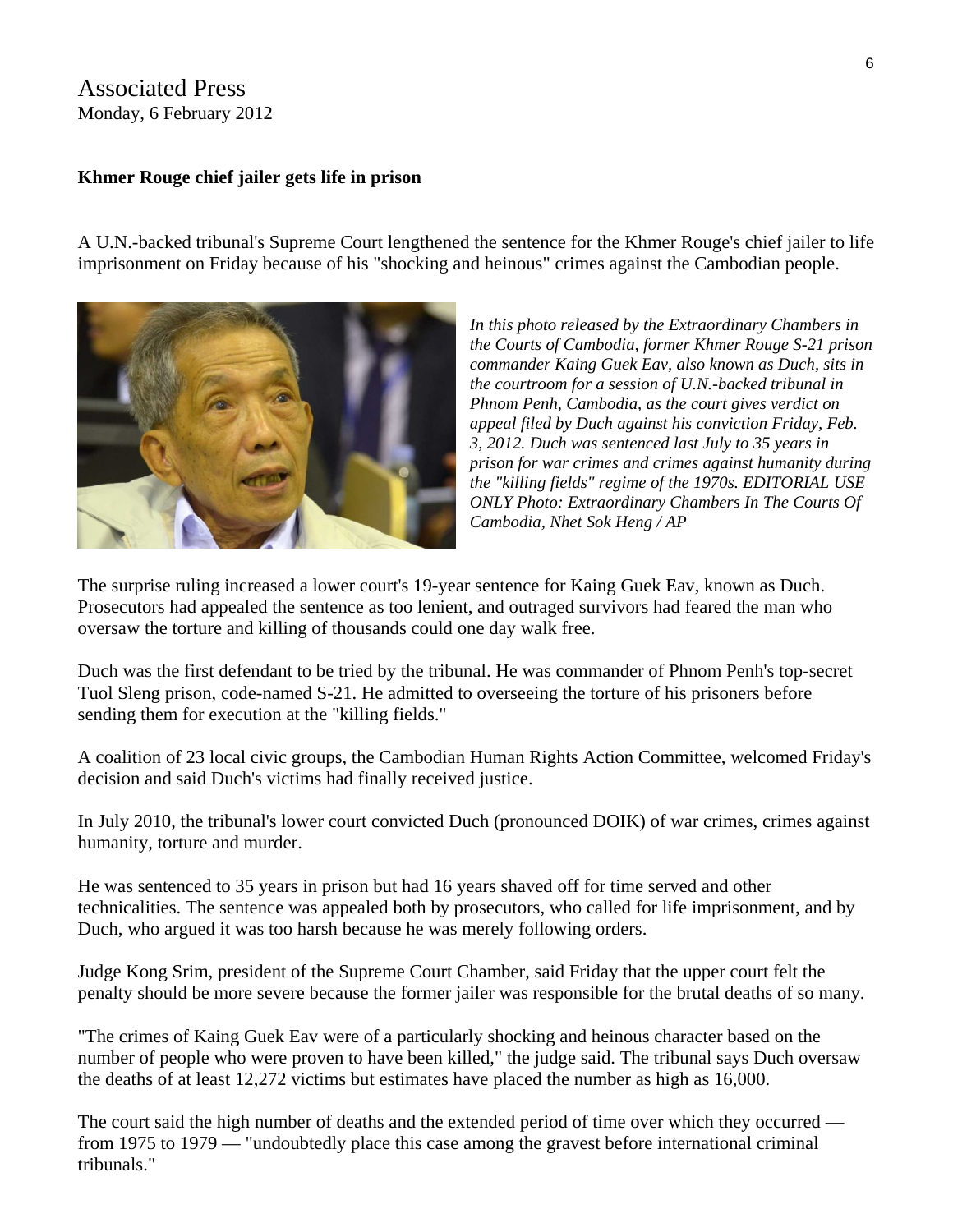Associated Press
Monday, 6 February 2012

**Khmer Rouge chief jailer gets life in prison**

A U.N.-backed tribunal's Supreme Court lengthened the sentence for the Khmer Rouge's chief jailer to life imprisonment on Friday because of his "shocking and heinous" crimes against the Cambodian people.

*In this photo released by the Extraordinary Chambers in the Courts of Cambodia, former Khmer Rouge S-21 prison commander Kaing Guek Eav, also known as Duch, sits in the courtroom for a session of U.N.-backed tribunal in Phnom Penh, Cambodia, as the court gives verdict on appeal filed by Duch against his conviction Friday, Feb. 3, 2012. Duch was sentenced last July to 35 years in prison for war crimes and crimes against humanity during the "killing fields" regime of the 1970s. EDITORIAL USE ONLY Photo: Extraordinary Chambers In The Courts Of Cambodia, Nhet Sok Heng / AP*

The surprise ruling increased a lower court's 19-year sentence for Kaing Guek Eav, known as Duch. Prosecutors had appealed the sentence as too lenient, and outraged survivors had feared the man who oversaw the torture and killing of thousands could one day walk free.

Duch was the first defendant to be tried by the tribunal. He was commander of Phnom Penh's top-secret Tuol Sleng prison, code-named S-21. He admitted to overseeing the torture of his prisoners before sending them for execution at the "killing fields."

A coalition of 23 local civic groups, the Cambodian Human Rights Action Committee, welcomed Friday's decision and said Duch's victims had finally received justice.

In July 2010, the tribunal's lower court convicted Duch (pronounced DOIK) of war crimes, crimes against humanity, torture and murder.

He was sentenced to 35 years in prison but had 16 years shaved off for time served and other technicalities. The sentence was appealed both by prosecutors, who called for life imprisonment, and by Duch, who argued it was too harsh because he was merely following orders.

Judge Kong Srim, president of the Supreme Court Chamber, said Friday that the upper court felt the penalty should be more severe because the former jailer was responsible for the brutal deaths of so many.

"The crimes of Kaing Guek Eav were of a particularly shocking and heinous character based on the number of people who were proven to have been killed," the judge said. The tribunal says Duch oversaw the deaths of at least 12,272 victims but estimates have placed the number as high as 16,000.

The court said the high number of deaths and the extended period of time over which they occurred — from 1975 to 1979 — "undoubtedly place this case among the gravest before international criminal tribunals."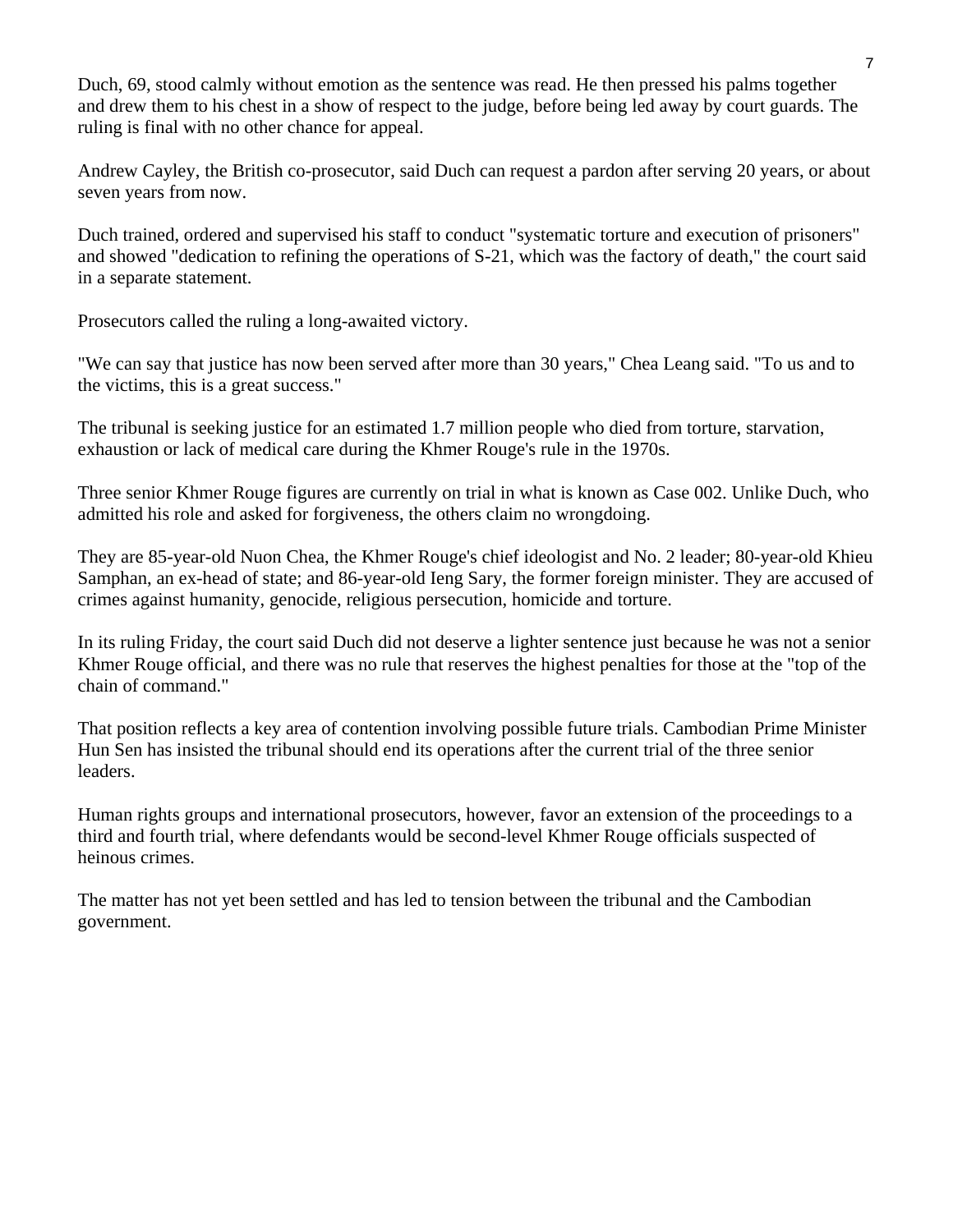Duch, 69, stood calmly without emotion as the sentence was read. He then pressed his palms together and drew them to his chest in a show of respect to the judge, before being led away by court guards. The ruling is final with no other chance for appeal.

Andrew Cayley, the British co-prosecutor, said Duch can request a pardon after serving 20 years, or about seven years from now.

Duch trained, ordered and supervised his staff to conduct "systematic torture and execution of prisoners" and showed "dedication to refining the operations of S-21, which was the factory of death," the court said in a separate statement.

Prosecutors called the ruling a long-awaited victory.

"We can say that justice has now been served after more than 30 years," Chea Leang said. "To us and to the victims, this is a great success."

The tribunal is seeking justice for an estimated 1.7 million people who died from torture, starvation, exhaustion or lack of medical care during the Khmer Rouge's rule in the 1970s.

Three senior Khmer Rouge figures are currently on trial in what is known as Case 002. Unlike Duch, who admitted his role and asked for forgiveness, the others claim no wrongdoing.

They are 85-year-old Nuon Chea, the Khmer Rouge's chief ideologist and No. 2 leader; 80-year-old Khieu Samphan, an ex-head of state; and 86-year-old Ieng Sary, the former foreign minister. They are accused of crimes against humanity, genocide, religious persecution, homicide and torture.

In its ruling Friday, the court said Duch did not deserve a lighter sentence just because he was not a senior Khmer Rouge official, and there was no rule that reserves the highest penalties for those at the "top of the chain of command."

That position reflects a key area of contention involving possible future trials. Cambodian Prime Minister Hun Sen has insisted the tribunal should end its operations after the current trial of the three senior leaders.

Human rights groups and international prosecutors, however, favor an extension of the proceedings to a third and fourth trial, where defendants would be second-level Khmer Rouge officials suspected of heinous crimes.

The matter has not yet been settled and has led to tension between the tribunal and the Cambodian government.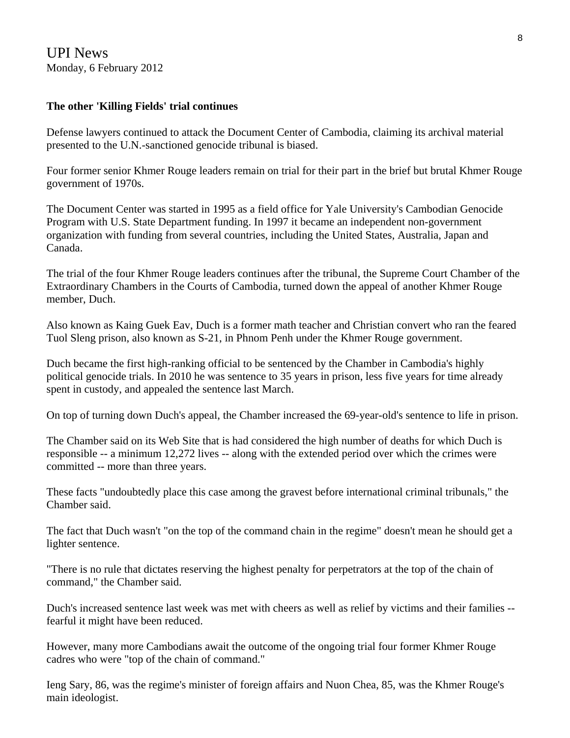UPI News
Monday, 6 February 2012

**The other 'Killing Fields' trial continues**

Defense lawyers continued to attack the Document Center of Cambodia, claiming its archival material presented to the U.N.-sanctioned genocide tribunal is biased.

Four former senior Khmer Rouge leaders remain on trial for their part in the brief but brutal Khmer Rouge government of 1970s.

The Document Center was started in 1995 as a field office for Yale University's Cambodian Genocide Program with U.S. State Department funding. In 1997 it became an independent non-government organization with funding from several countries, including the United States, Australia, Japan and Canada.

The trial of the four Khmer Rouge leaders continues after the tribunal, the Supreme Court Chamber of the Extraordinary Chambers in the Courts of Cambodia, turned down the appeal of another Khmer Rouge member, Duch.

Also known as Kaing Guek Eav, Duch is a former math teacher and Christian convert who ran the feared Tuol Sleng prison, also known as S-21, in Phnom Penh under the Khmer Rouge government.

Duch became the first high-ranking official to be sentenced by the Chamber in Cambodia's highly political genocide trials. In 2010 he was sentence to 35 years in prison, less five years for time already spent in custody, and appealed the sentence last March.

On top of turning down Duch's appeal, the Chamber increased the 69-year-old's sentence to life in prison.

The Chamber said on its Web Site that is had considered the high number of deaths for which Duch is responsible -- a minimum 12,272 lives -- along with the extended period over which the crimes were committed -- more than three years.

These facts "undoubtedly place this case among the gravest before international criminal tribunals," the Chamber said.

The fact that Duch wasn't "on the top of the command chain in the regime" doesn't mean he should get a lighter sentence.

"There is no rule that dictates reserving the highest penalty for perpetrators at the top of the chain of command," the Chamber said.

Duch's increased sentence last week was met with cheers as well as relief by victims and their families -- fearful it might have been reduced.

However, many more Cambodians await the outcome of the ongoing trial four former Khmer Rouge cadres who were "top of the chain of command."

Ieng Sary, 86, was the regime's minister of foreign affairs and Nuon Chea, 85, was the Khmer Rouge's main ideologist.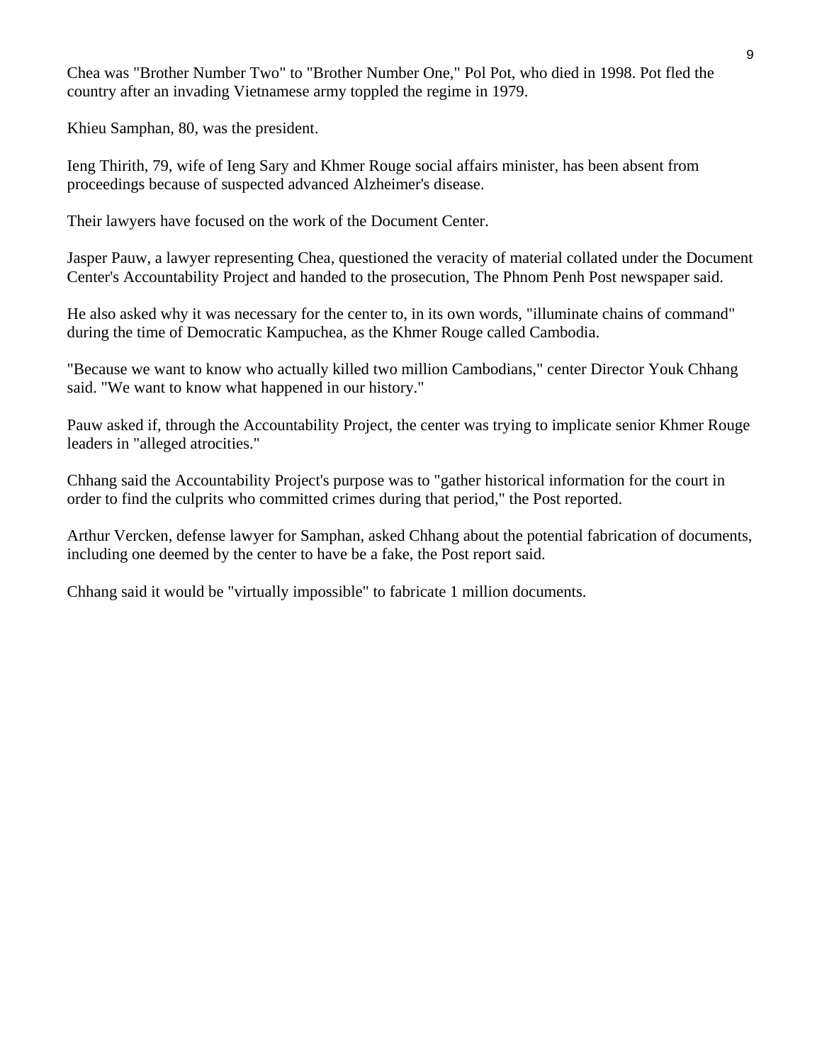Chea was "Brother Number Two" to "Brother Number One," Pol Pot, who died in 1998. Pot fled the country after an invading Vietnamese army toppled the regime in 1979.

Khieu Samphan, 80, was the president.

Ieng Thirith, 79, wife of Ieng Sary and Khmer Rouge social affairs minister, has been absent from proceedings because of suspected advanced Alzheimer's disease.

Their lawyers have focused on the work of the Document Center.

Jasper Pauw, a lawyer representing Chea, questioned the veracity of material collated under the Document Center's Accountability Project and handed to the prosecution, The Phnom Penh Post newspaper said.

He also asked why it was necessary for the center to, in its own words, "illuminate chains of command" during the time of Democratic Kampuchea, as the Khmer Rouge called Cambodia.

"Because we want to know who actually killed two million Cambodians," center Director Youk Chhang said. "We want to know what happened in our history."

Pauw asked if, through the Accountability Project, the center was trying to implicate senior Khmer Rouge leaders in "alleged atrocities."

Chhang said the Accountability Project's purpose was to "gather historical information for the court in order to find the culprits who committed crimes during that period," the Post reported.

Arthur Vercken, defense lawyer for Samphan, asked Chhang about the potential fabrication of documents, including one deemed by the center to have be a fake, the Post report said.

Chhang said it would be "virtually impossible" to fabricate 1 million documents.